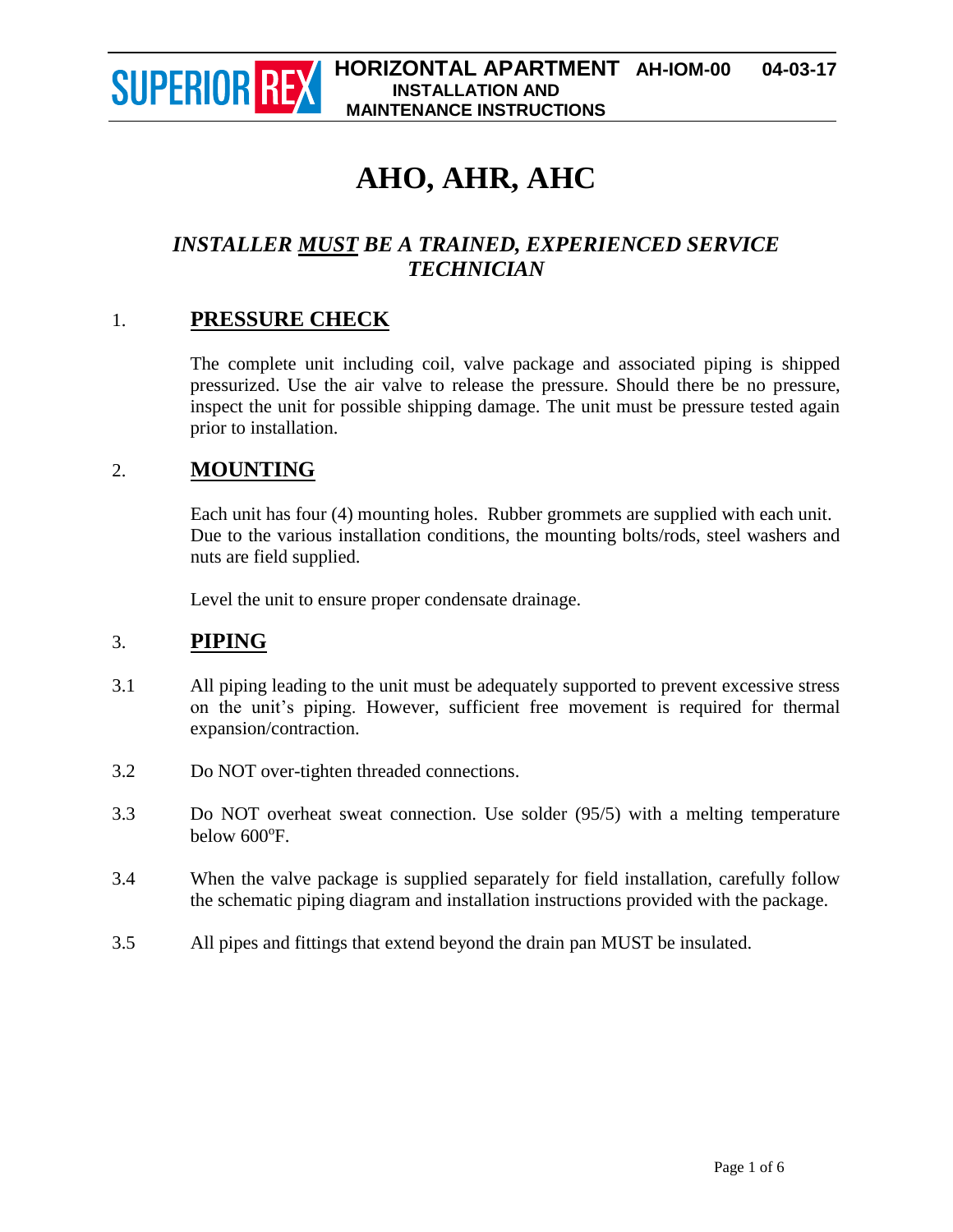# AHO, AHR, AHC

***INSTALLER MUST BE A TRAINED, EXPERIENCED SERVICE TECHNICIAN***

## 1. PRESSURE CHECK

The complete unit including coil, valve package and associated piping is shipped pressurized. Use the air valve to release the pressure. Should there be no pressure, inspect the unit for possible shipping damage. The unit must be pressure tested again prior to installation.

## 2. MOUNTING

Each unit has four (4) mounting holes. Rubber grommets are supplied with each unit. Due to the various installation conditions, the mounting bolts/rods, steel washers and nuts are field supplied.

Level the unit to ensure proper condensate drainage.

## 3. PIPING

3.1 All piping leading to the unit must be adequately supported to prevent excessive stress on the unit's piping. However, sufficient free movement is required for thermal expansion/contraction.

3.2 Do NOT over-tighten threaded connections.

3.3 Do NOT overheat sweat connection. Use solder (95/5) with a melting temperature below 600$^{o}$F.

3.4 When the valve package is supplied separately for field installation, carefully follow the schematic piping diagram and installation instructions provided with the package.

3.5 All pipes and fittings that extend beyond the drain pan MUST be insulated.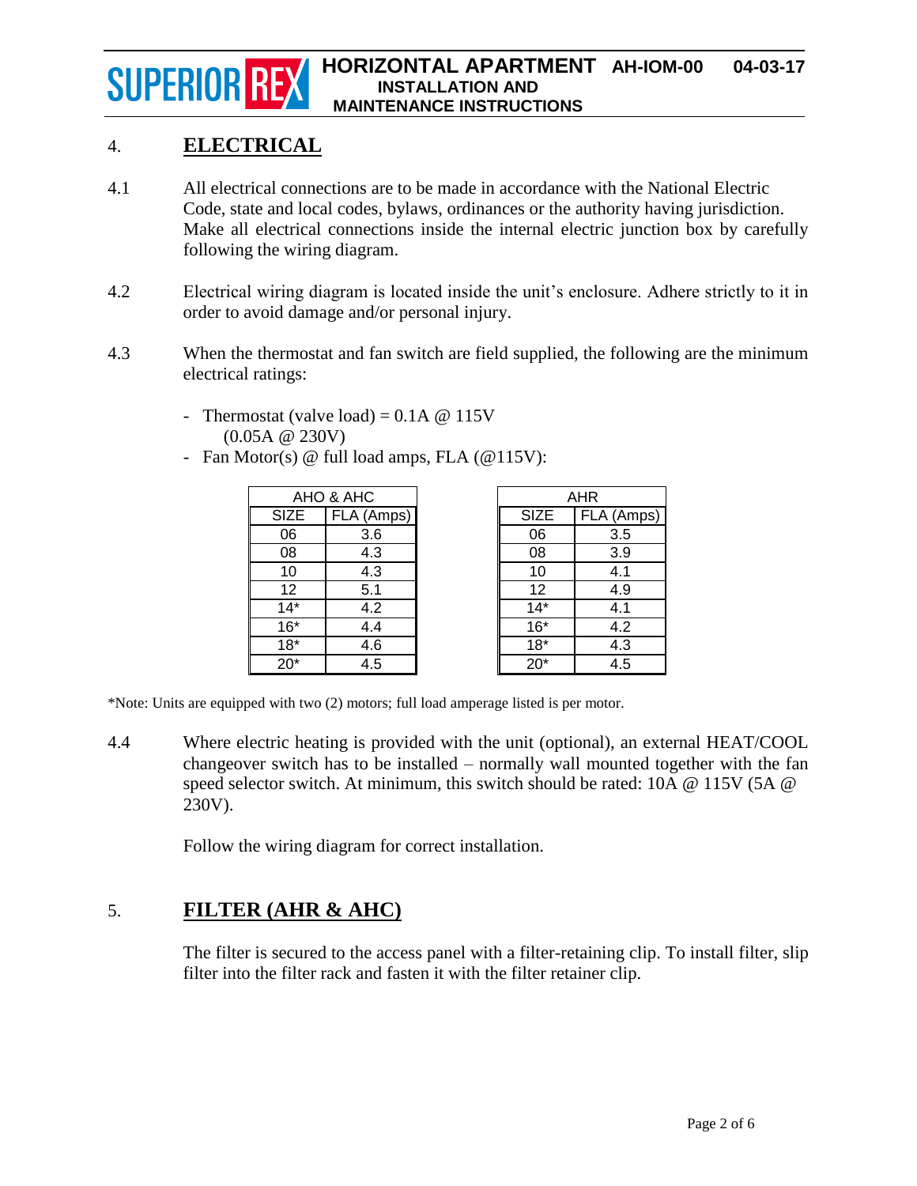## 4. ELECTRICAL

4.1 All electrical connections are to be made in accordance with the National Electric Code, state and local codes, bylaws, ordinances or the authority having jurisdiction. Make all electrical connections inside the internal electric junction box by carefully following the wiring diagram.

4.2 Electrical wiring diagram is located inside the unit's enclosure. Adhere strictly to it in order to avoid damage and/or personal injury.

4.3 When the thermostat and fan switch are field supplied, the following are the minimum electrical ratings:

- Thermostat (valve load) = 0.1A @ 115V (0.05A @ 230V)
- Fan Motor(s) @ full load amps, FLA (@115V):

| AHO & AHC | |
|---|---|
| SIZE | FLA (Amps) |
| 06 | 3.6 |
| 08 | 4.3 |
| 10 | 4.3 |
| 12 | 5.1 |
| 14* | 4.2 |
| 16* | 4.4 |
| 18* | 4.6 |
| 20* | 4.5 |

| AHR | |
|---|---|
| SIZE | FLA (Amps) |
| 06 | 3.5 |
| 08 | 3.9 |
| 10 | 4.1 |
| 12 | 4.9 |
| 14* | 4.1 |
| 16* | 4.2 |
| 18* | 4.3 |
| 20* | 4.5 |

*Note: Units are equipped with two (2) motors; full load amperage listed is per motor.

4.4 Where electric heating is provided with the unit (optional), an external HEAT/COOL changeover switch has to be installed – normally wall mounted together with the fan speed selector switch. At minimum, this switch should be rated: 10A @ 115V (5A @ 230V).

Follow the wiring diagram for correct installation.

## 5. FILTER (AHR & AHC)

The filter is secured to the access panel with a filter-retaining clip. To install filter, slip filter into the filter rack and fasten it with the filter retainer clip.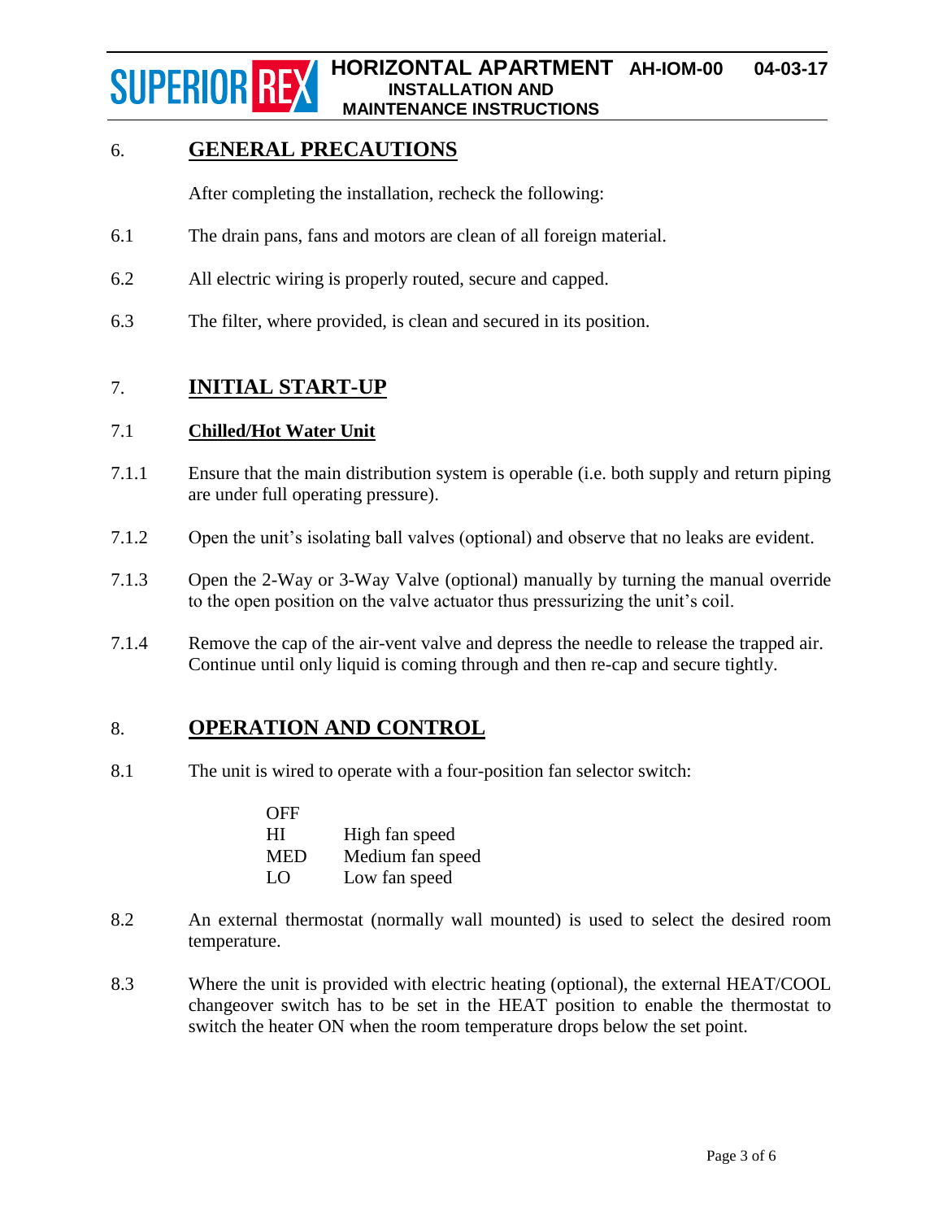## 6. GENERAL PRECAUTIONS

After completing the installation, recheck the following:

6.1 The drain pans, fans and motors are clean of all foreign material.

6.2 All electric wiring is properly routed, secure and capped.

6.3 The filter, where provided, is clean and secured in its position.

## 7. INITIAL START-UP

### 7.1 Chilled/Hot Water Unit

7.1.1 Ensure that the main distribution system is operable (i.e. both supply and return piping are under full operating pressure).

7.1.2 Open the unit's isolating ball valves (optional) and observe that no leaks are evident.

7.1.3 Open the 2-Way or 3-Way Valve (optional) manually by turning the manual override to the open position on the valve actuator thus pressurizing the unit's coil.

7.1.4 Remove the cap of the air-vent valve and depress the needle to release the trapped air. Continue until only liquid is coming through and then re-cap and secure tightly.

## 8. OPERATION AND CONTROL

8.1 The unit is wired to operate with a four-position fan selector switch:

| | |
|---|---|
| OFF | |
| HI | High fan speed |
| MED | Medium fan speed |
| LO | Low fan speed |

8.2 An external thermostat (normally wall mounted) is used to select the desired room temperature.

8.3 Where the unit is provided with electric heating (optional), the external HEAT/COOL changeover switch has to be set in the HEAT position to enable the thermostat to switch the heater ON when the room temperature drops below the set point.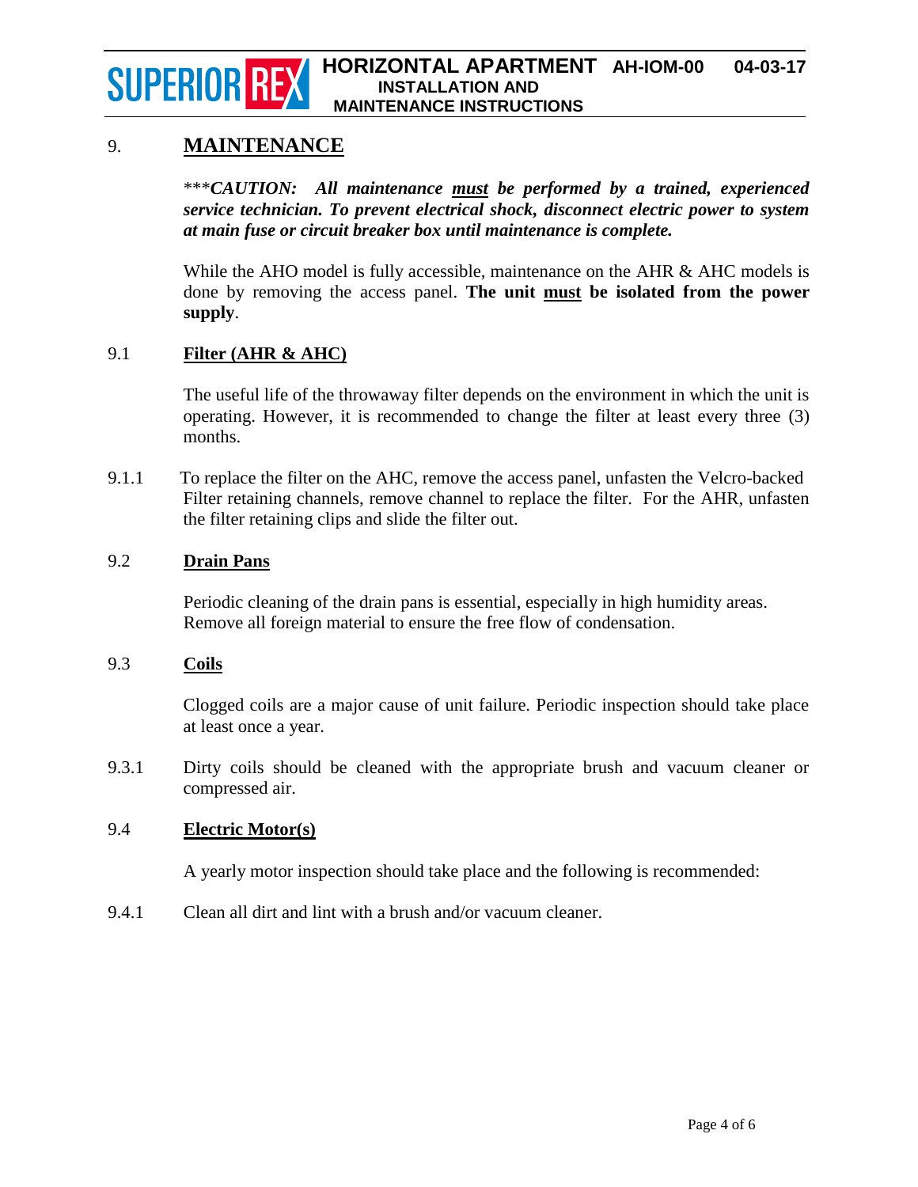# 9. MAINTENANCE

****CAUTION: All maintenance <u>must</u> be performed by a trained, experienced service technician. To prevent electrical shock, disconnect electric power to system at main fuse or circuit breaker box until maintenance is complete.***

While the AHO model is fully accessible, maintenance on the AHR & AHC models is done by removing the access panel. **The unit <u>must</u> be isolated from the power supply**.

## 9.1 Filter (AHR & AHC)

The useful life of the throwaway filter depends on the environment in which the unit is operating. However, it is recommended to change the filter at least every three (3) months.

9.1.1 To replace the filter on the AHC, remove the access panel, unfasten the Velcro-backed Filter retaining channels, remove channel to replace the filter. For the AHR, unfasten the filter retaining clips and slide the filter out.

## 9.2 Drain Pans

Periodic cleaning of the drain pans is essential, especially in high humidity areas. Remove all foreign material to ensure the free flow of condensation.

## 9.3 Coils

Clogged coils are a major cause of unit failure. Periodic inspection should take place at least once a year.

9.3.1 Dirty coils should be cleaned with the appropriate brush and vacuum cleaner or compressed air.

## 9.4 Electric Motor(s)

A yearly motor inspection should take place and the following is recommended:

9.4.1 Clean all dirt and lint with a brush and/or vacuum cleaner.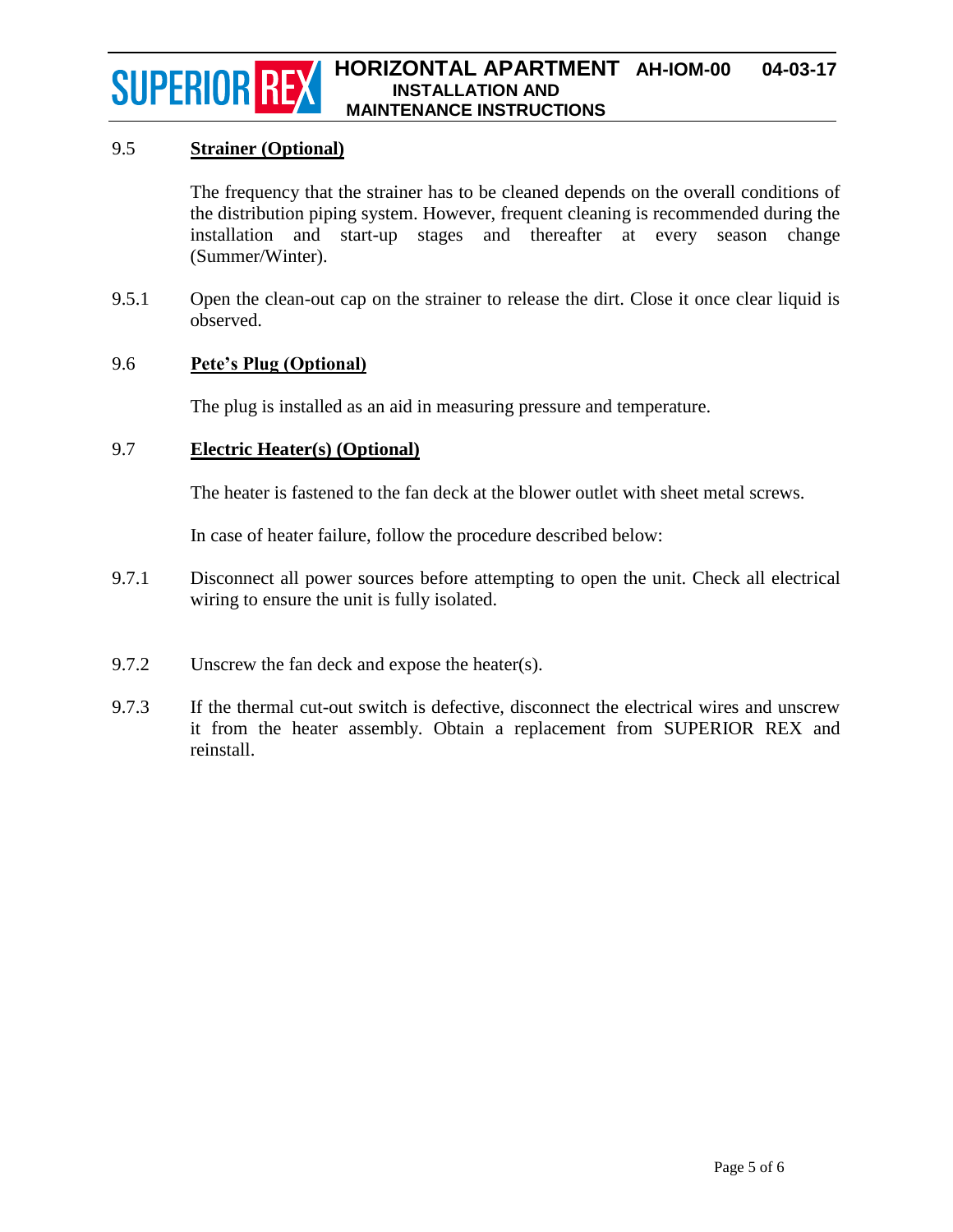## 9.5 Strainer (Optional)

The frequency that the strainer has to be cleaned depends on the overall conditions of the distribution piping system. However, frequent cleaning is recommended during the installation and start-up stages and thereafter at every season change (Summer/Winter).

9.5.1 Open the clean-out cap on the strainer to release the dirt. Close it once clear liquid is observed.

## 9.6 Pete's Plug (Optional)

The plug is installed as an aid in measuring pressure and temperature.

## 9.7 Electric Heater(s) (Optional)

The heater is fastened to the fan deck at the blower outlet with sheet metal screws.

In case of heater failure, follow the procedure described below:

9.7.1 Disconnect all power sources before attempting to open the unit. Check all electrical wiring to ensure the unit is fully isolated.

9.7.2 Unscrew the fan deck and expose the heater(s).

9.7.3 If the thermal cut-out switch is defective, disconnect the electrical wires and unscrew it from the heater assembly. Obtain a replacement from SUPERIOR REX and reinstall.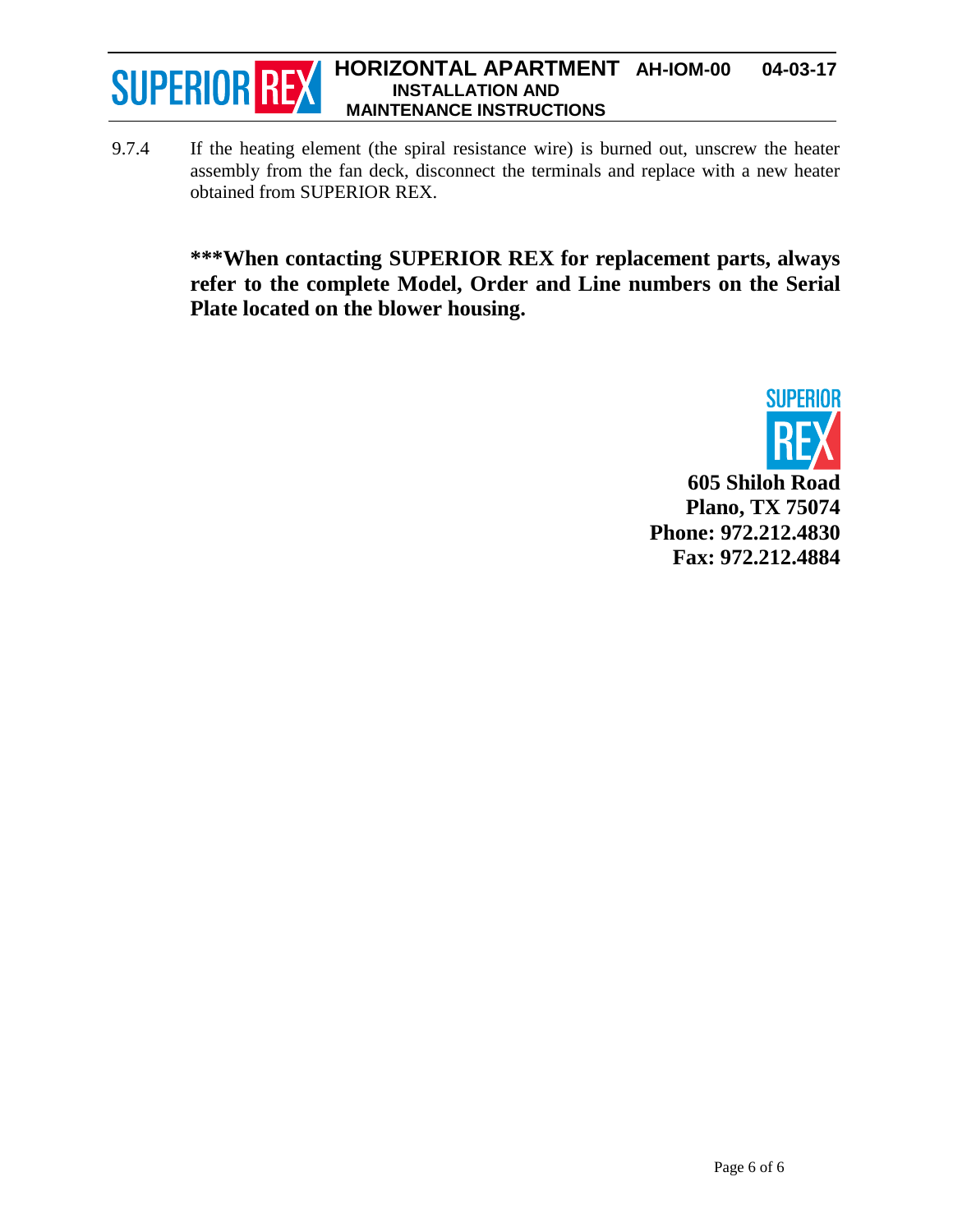9.7.4 If the heating element (the spiral resistance wire) is burned out, unscrew the heater assembly from the fan deck, disconnect the terminals and replace with a new heater obtained from SUPERIOR REX.

**\*\*\*When contacting SUPERIOR REX for replacement parts, always refer to the complete Model, Order and Line numbers on the Serial Plate located on the blower housing.**

SUPERIOR REX

**605 Shiloh Road**
**Plano, TX 75074**
**Phone: 972.212.4830**
**Fax: 972.212.4884**